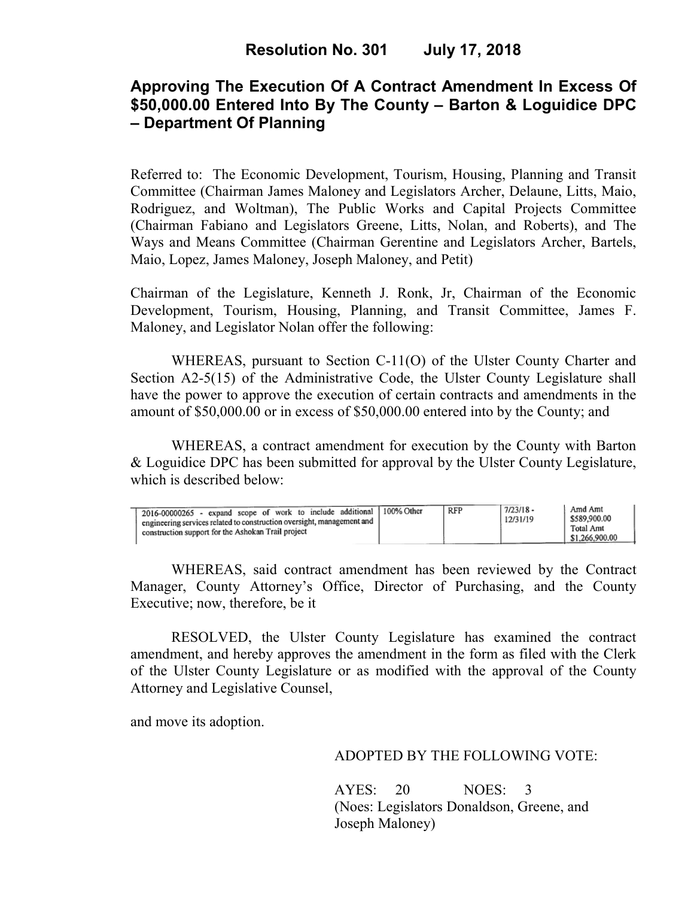**Resolution No. 301 July 17, 2018**

# Approving The Execution Of A Contract Amendment In Excess Of $50,000.00 Entered Into By The County – Barton & Loguidice DPC – Department Of Planning

Referred to: The Economic Development, Tourism, Housing, Planning and Transit Committee (Chairman James Maloney and Legislators Archer, Delaune, Litts, Maio, Rodriguez, and Woltman), The Public Works and Capital Projects Committee (Chairman Fabiano and Legislators Greene, Litts, Nolan, and Roberts), and The Ways and Means Committee (Chairman Gerentine and Legislators Archer, Bartels, Maio, Lopez, James Maloney, Joseph Maloney, and Petit)

Chairman of the Legislature, Kenneth J. Ronk, Jr, Chairman of the Economic Development, Tourism, Housing, Planning, and Transit Committee, James F. Maloney, and Legislator Nolan offer the following:

WHEREAS, pursuant to Section C-11(O) of the Ulster County Charter and Section A2-5(15) of the Administrative Code, the Ulster County Legislature shall have the power to approve the execution of certain contracts and amendments in the amount of $50,000.00 or in excess of $50,000.00 entered into by the County; and

WHEREAS, a contract amendment for execution by the County with Barton & Loguidice DPC has been submitted for approval by the Ulster County Legislature, which is described below:

| | | | | |
|---|---|---|---|---|
| 2016-00000265 - expand scope of work to include additional engineering services related to construction oversight, management and construction support for the Ashokan Trail project | 100% Other | RFP | 7/23/18 - 12/31/19 | Amd Amt $589,900.00 Total Amt $1,266,900.00 |

WHEREAS, said contract amendment has been reviewed by the Contract Manager, County Attorney's Office, Director of Purchasing, and the County Executive; now, therefore, be it

RESOLVED, the Ulster County Legislature has examined the contract amendment, and hereby approves the amendment in the form as filed with the Clerk of the Ulster County Legislature or as modified with the approval of the County Attorney and Legislative Counsel,

and move its adoption.

ADOPTED BY THE FOLLOWING VOTE:

AYES: 20 NOES: 3
(Noes: Legislators Donaldson, Greene, and Joseph Maloney)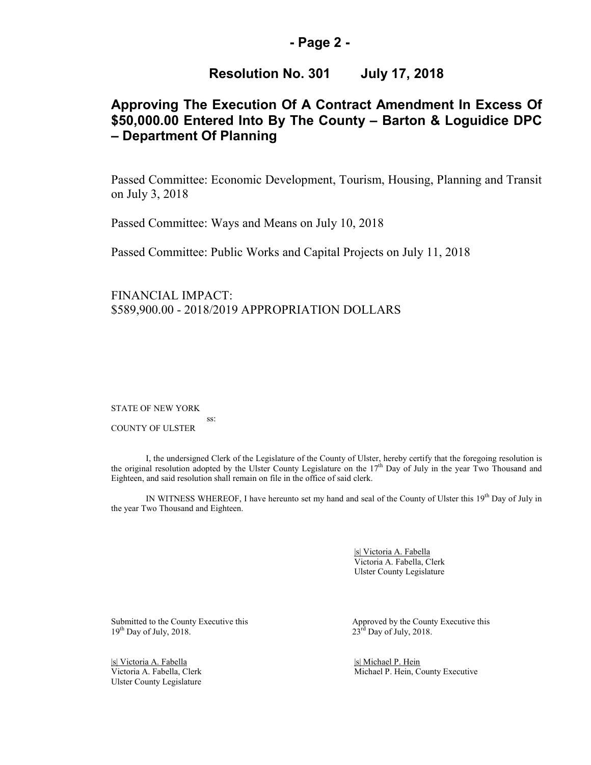**Resolution No. 301 July 17, 2018**

## Approving The Execution Of A Contract Amendment In Excess Of $50,000.00 Entered Into By The County – Barton & Loguidice DPC – Department Of Planning

Passed Committee: Economic Development, Tourism, Housing, Planning and Transit on July 3, 2018

Passed Committee: Ways and Means on July 10, 2018

Passed Committee: Public Works and Capital Projects on July 11, 2018

FINANCIAL IMPACT:
$589,900.00 - 2018/2019 APPROPRIATION DOLLARS

STATE OF NEW YORK
ss:
COUNTY OF ULSTER

I, the undersigned Clerk of the Legislature of the County of Ulster, hereby certify that the foregoing resolution is the original resolution adopted by the Ulster County Legislature on the 17th Day of July in the year Two Thousand and Eighteen, and said resolution shall remain on file in the office of said clerk.

IN WITNESS WHEREOF, I have hereunto set my hand and seal of the County of Ulster this 19th Day of July in the year Two Thousand and Eighteen.

|s| Victoria A. Fabella
Victoria A. Fabella, Clerk
Ulster County Legislature

Submitted to the County Executive this
19th Day of July, 2018.

|s| Victoria A. Fabella
Victoria A. Fabella, Clerk
Ulster County Legislature

Approved by the County Executive this
23rd Day of July, 2018.

|s| Michael P. Hein
Michael P. Hein, County Executive